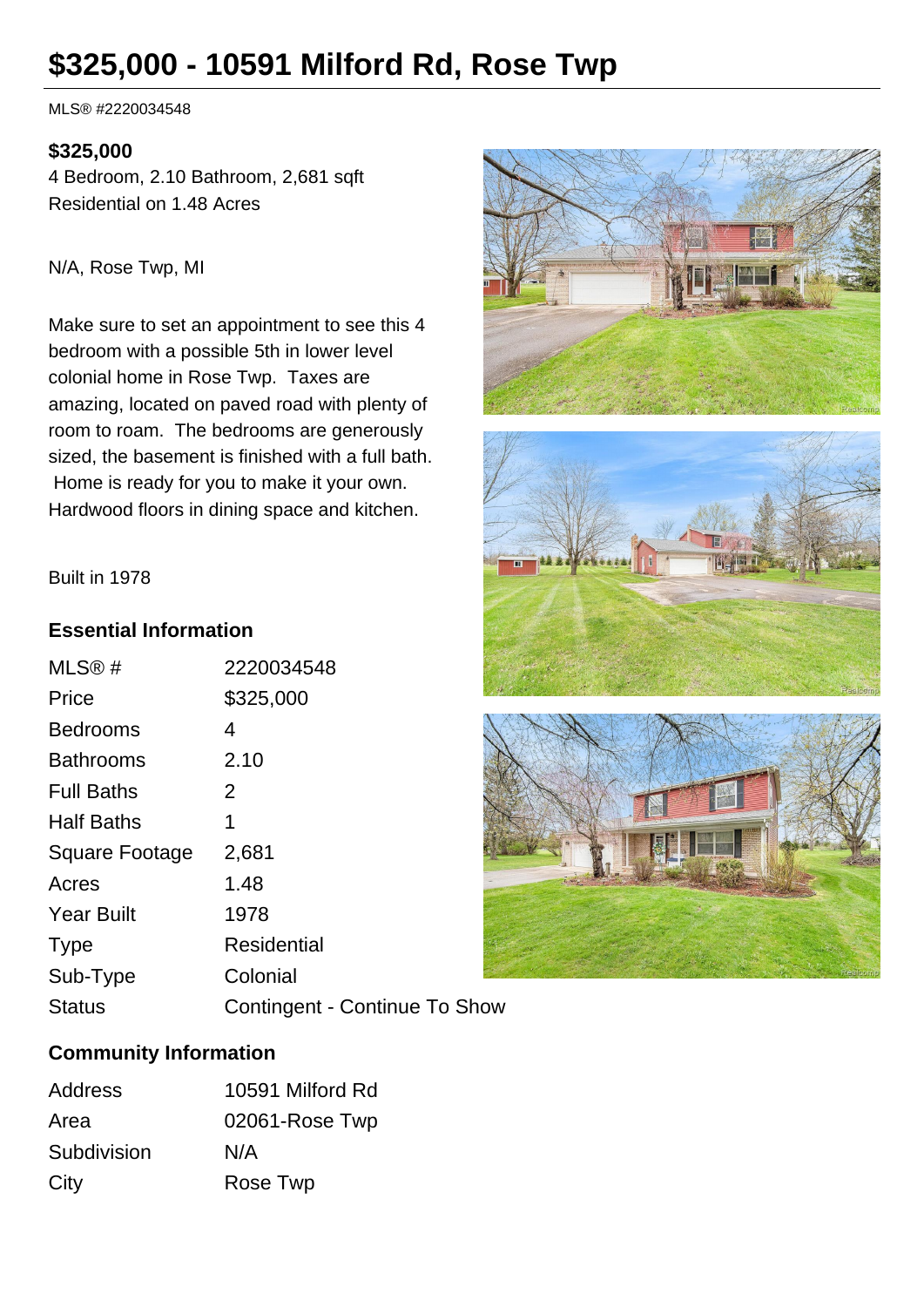# $325,000 - 10591 Milford Rd, Rose Twp

MLS® #2220034548

**$325,000**

4 Bedroom, 2.10 Bathroom, 2,681 sqft
Residential on 1.48 Acres

N/A, Rose Twp, MI

Make sure to set an appointment to see this 4 bedroom with a possible 5th in lower level colonial home in Rose Twp. Taxes are amazing, located on paved road with plenty of room to roam. The bedrooms are generously sized, the basement is finished with a full bath. Home is ready for you to make it your own. Hardwood floors in dining space and kitchen.

Built in 1978

## Essential Information

| | |
|---|---|
| MLS® # | 2220034548 |
| Price | $325,000 |
| Bedrooms | 4 |
| Bathrooms | 2.10 |
| Full Baths | 2 |
| Half Baths | 1 |
| Square Footage | 2,681 |
| Acres | 1.48 |
| Year Built | 1978 |
| Type | Residential |
| Sub-Type | Colonial |
| Status | Contingent - Continue To Show |

## Community Information

| | |
|---|---|
| Address | 10591 Milford Rd |
| Area | 02061-Rose Twp |
| Subdivision | N/A |
| City | Rose Twp |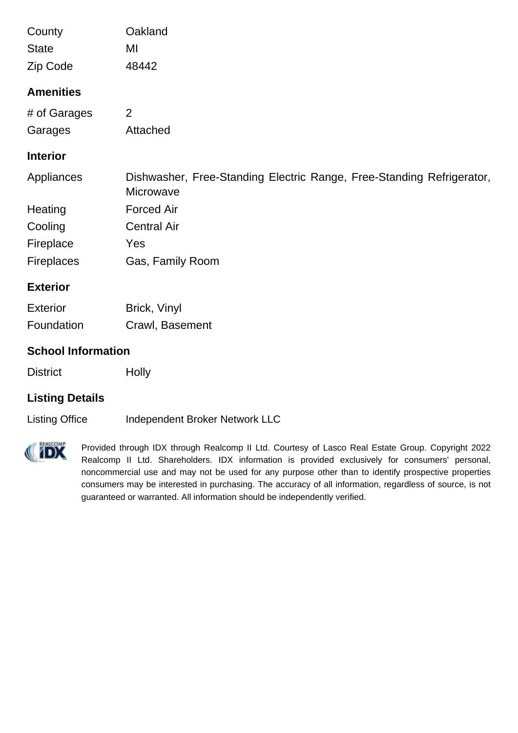| | |
|---|---|
| County | Oakland |
| State | MI |
| Zip Code | 48442 |

## Amenities

| | |
|---|---|
| # of Garages | 2 |
| Garages | Attached |

## Interior

| | |
|---|---|
| Appliances | Dishwasher, Free-Standing Electric Range, Free-Standing Refrigerator, Microwave |
| Heating | Forced Air |
| Cooling | Central Air |
| Fireplace | Yes |
| Fireplaces | Gas, Family Room |

## Exterior

| | |
|---|---|
| Exterior | Brick, Vinyl |
| Foundation | Crawl, Basement |

## School Information

| | |
|---|---|
| District | Holly |

## Listing Details

| | |
|---|---|
| Listing Office | Independent Broker Network LLC |

Provided through IDX through Realcomp II Ltd. Courtesy of Lasco Real Estate Group. Copyright 2022 Realcomp II Ltd. Shareholders. IDX information is provided exclusively for consumers' personal, noncommercial use and may not be used for any purpose other than to identify prospective properties consumers may be interested in purchasing. The accuracy of all information, regardless of source, is not guaranteed or warranted. All information should be independently verified.